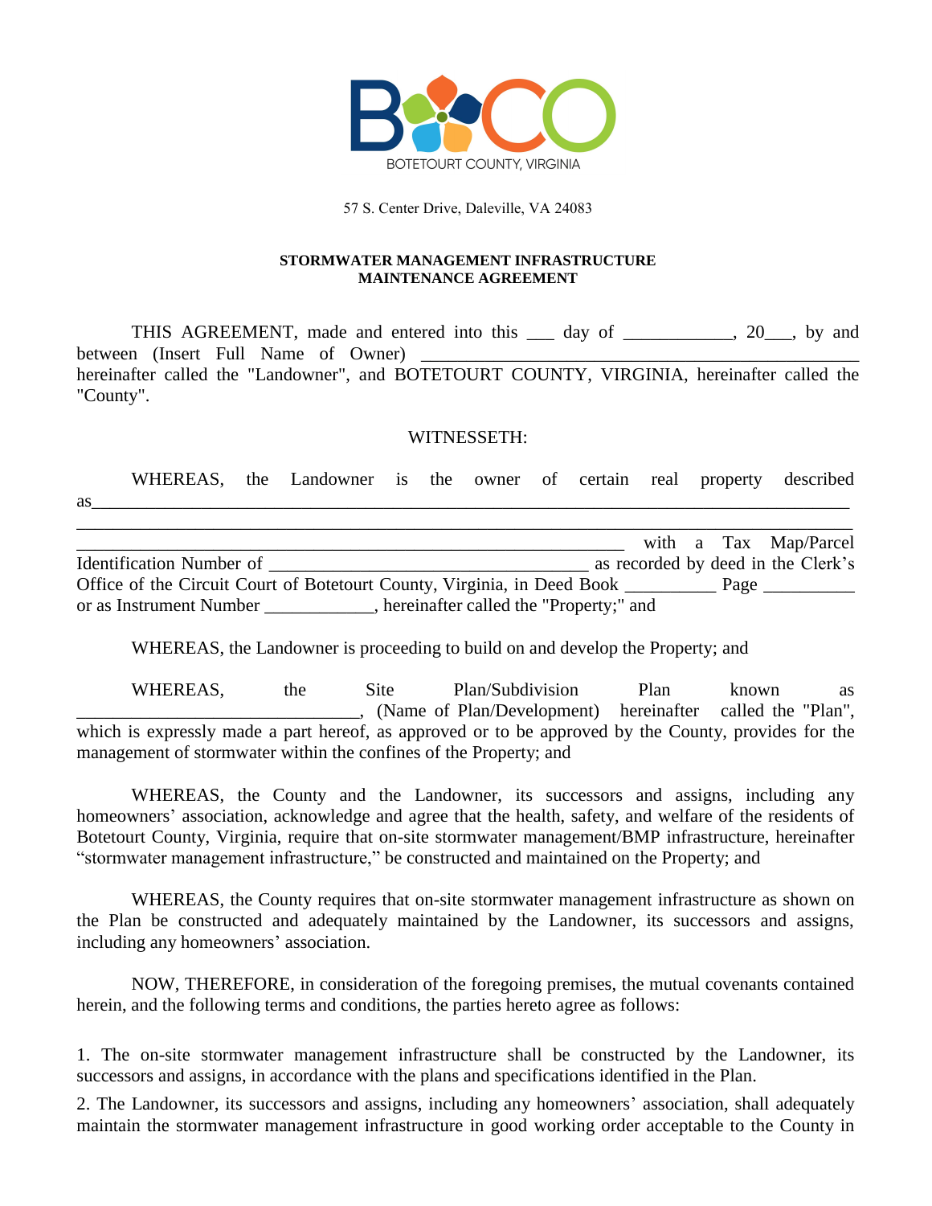BOTETOURT COUNTY, VIRGINIA

57 S. Center Drive, Daleville, VA 24083

**STORMWATER MANAGEMENT INFRASTRUCTURE MAINTENANCE AGREEMENT**

THIS AGREEMENT, made and entered into this ___ day of ____________, 20___, by and between (Insert Full Name of Owner) _______________________________________________ hereinafter called the "Landowner", and BOTETOURT COUNTY, VIRGINIA, hereinafter called the "County".

WITNESSETH:

WHEREAS, the Landowner is the owner of certain real property described as_____________________________________________________________________________ _______________________________________________________________________________ ___________________________________________________________ with a Tax Map/Parcel Identification Number of __________________________________ as recorded by deed in the Clerk's Office of the Circuit Court of Botetourt County, Virginia, in Deed Book __________ Page __________ or as Instrument Number ____________, hereinafter called the "Property;" and

WHEREAS, the Landowner is proceeding to build on and develop the Property; and

WHEREAS, the Site Plan/Subdivision Plan known as _______________________________, (Name of Plan/Development) hereinafter called the "Plan", which is expressly made a part hereof, as approved or to be approved by the County, provides for the management of stormwater within the confines of the Property; and

WHEREAS, the County and the Landowner, its successors and assigns, including any homeowners' association, acknowledge and agree that the health, safety, and welfare of the residents of Botetourt County, Virginia, require that on-site stormwater management/BMP infrastructure, hereinafter "stormwater management infrastructure," be constructed and maintained on the Property; and

WHEREAS, the County requires that on-site stormwater management infrastructure as shown on the Plan be constructed and adequately maintained by the Landowner, its successors and assigns, including any homeowners' association.

NOW, THEREFORE, in consideration of the foregoing premises, the mutual covenants contained herein, and the following terms and conditions, the parties hereto agree as follows:

1. The on-site stormwater management infrastructure shall be constructed by the Landowner, its successors and assigns, in accordance with the plans and specifications identified in the Plan.

2. The Landowner, its successors and assigns, including any homeowners' association, shall adequately maintain the stormwater management infrastructure in good working order acceptable to the County in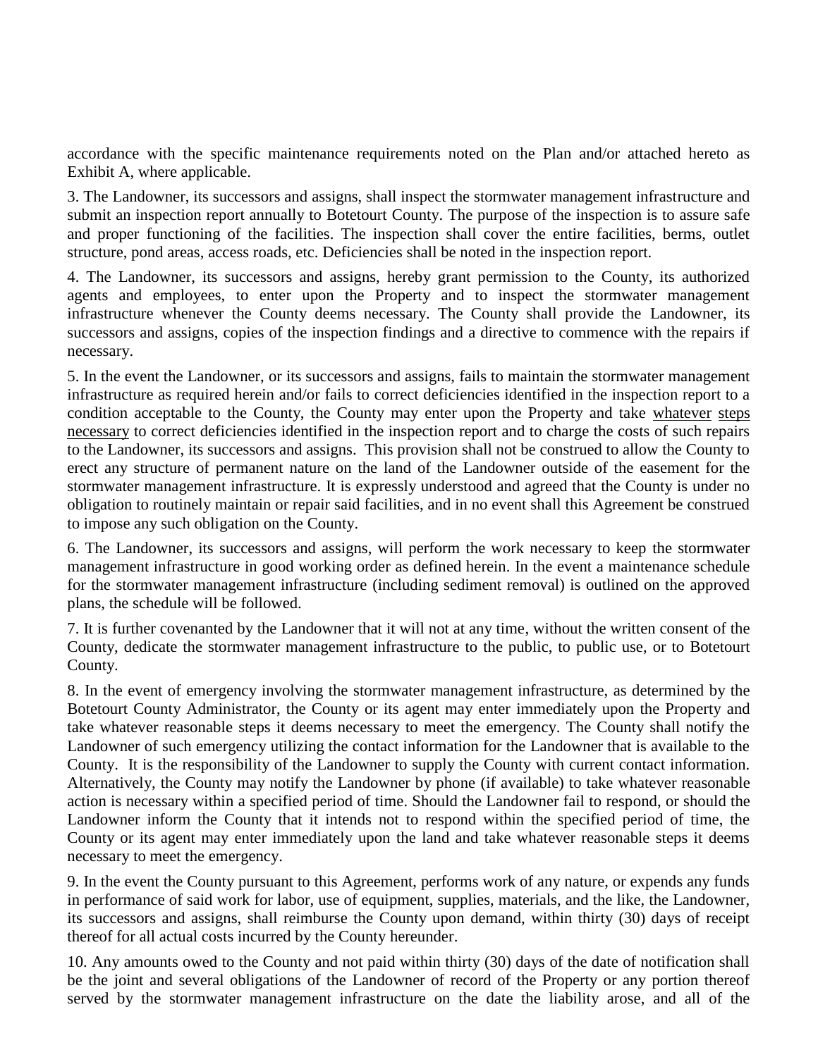accordance with the specific maintenance requirements noted on the Plan and/or attached hereto as Exhibit A, where applicable.

3. The Landowner, its successors and assigns, shall inspect the stormwater management infrastructure and submit an inspection report annually to Botetourt County. The purpose of the inspection is to assure safe and proper functioning of the facilities. The inspection shall cover the entire facilities, berms, outlet structure, pond areas, access roads, etc. Deficiencies shall be noted in the inspection report.

4. The Landowner, its successors and assigns, hereby grant permission to the County, its authorized agents and employees, to enter upon the Property and to inspect the stormwater management infrastructure whenever the County deems necessary. The County shall provide the Landowner, its successors and assigns, copies of the inspection findings and a directive to commence with the repairs if necessary.

5. In the event the Landowner, or its successors and assigns, fails to maintain the stormwater management infrastructure as required herein and/or fails to correct deficiencies identified in the inspection report to a condition acceptable to the County, the County may enter upon the Property and take <u>whatever steps necessary</u> to correct deficiencies identified in the inspection report and to charge the costs of such repairs to the Landowner, its successors and assigns. This provision shall not be construed to allow the County to erect any structure of permanent nature on the land of the Landowner outside of the easement for the stormwater management infrastructure. It is expressly understood and agreed that the County is under no obligation to routinely maintain or repair said facilities, and in no event shall this Agreement be construed to impose any such obligation on the County.

6. The Landowner, its successors and assigns, will perform the work necessary to keep the stormwater management infrastructure in good working order as defined herein. In the event a maintenance schedule for the stormwater management infrastructure (including sediment removal) is outlined on the approved plans, the schedule will be followed.

7. It is further covenanted by the Landowner that it will not at any time, without the written consent of the County, dedicate the stormwater management infrastructure to the public, to public use, or to Botetourt County.

8. In the event of emergency involving the stormwater management infrastructure, as determined by the Botetourt County Administrator, the County or its agent may enter immediately upon the Property and take whatever reasonable steps it deems necessary to meet the emergency. The County shall notify the Landowner of such emergency utilizing the contact information for the Landowner that is available to the County. It is the responsibility of the Landowner to supply the County with current contact information. Alternatively, the County may notify the Landowner by phone (if available) to take whatever reasonable action is necessary within a specified period of time. Should the Landowner fail to respond, or should the Landowner inform the County that it intends not to respond within the specified period of time, the County or its agent may enter immediately upon the land and take whatever reasonable steps it deems necessary to meet the emergency.

9. In the event the County pursuant to this Agreement, performs work of any nature, or expends any funds in performance of said work for labor, use of equipment, supplies, materials, and the like, the Landowner, its successors and assigns, shall reimburse the County upon demand, within thirty (30) days of receipt thereof for all actual costs incurred by the County hereunder.

10. Any amounts owed to the County and not paid within thirty (30) days of the date of notification shall be the joint and several obligations of the Landowner of record of the Property or any portion thereof served by the stormwater management infrastructure on the date the liability arose, and all of the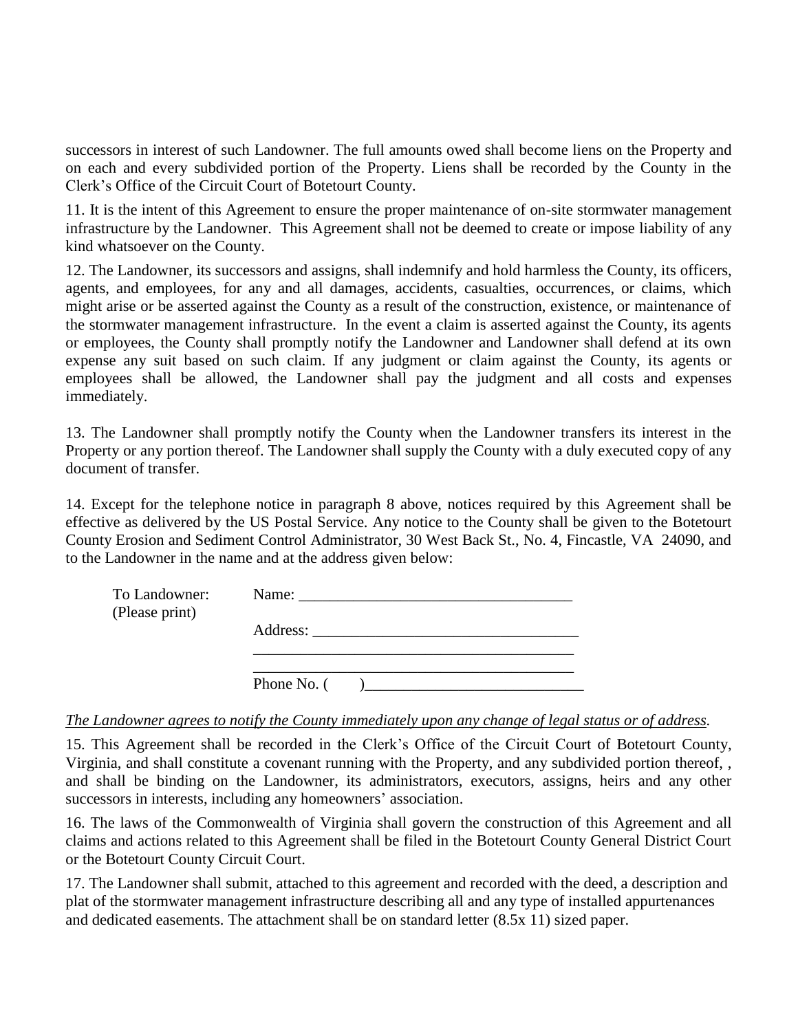successors in interest of such Landowner. The full amounts owed shall become liens on the Property and on each and every subdivided portion of the Property. Liens shall be recorded by the County in the Clerk's Office of the Circuit Court of Botetourt County.

11. It is the intent of this Agreement to ensure the proper maintenance of on-site stormwater management infrastructure by the Landowner. This Agreement shall not be deemed to create or impose liability of any kind whatsoever on the County.

12. The Landowner, its successors and assigns, shall indemnify and hold harmless the County, its officers, agents, and employees, for any and all damages, accidents, casualties, occurrences, or claims, which might arise or be asserted against the County as a result of the construction, existence, or maintenance of the stormwater management infrastructure. In the event a claim is asserted against the County, its agents or employees, the County shall promptly notify the Landowner and Landowner shall defend at its own expense any suit based on such claim. If any judgment or claim against the County, its agents or employees shall be allowed, the Landowner shall pay the judgment and all costs and expenses immediately.

13. The Landowner shall promptly notify the County when the Landowner transfers its interest in the Property or any portion thereof. The Landowner shall supply the County with a duly executed copy of any document of transfer.

14. Except for the telephone notice in paragraph 8 above, notices required by this Agreement shall be effective as delivered by the US Postal Service. Any notice to the County shall be given to the Botetourt County Erosion and Sediment Control Administrator, 30 West Back St., No. 4, Fincastle, VA 24090, and to the Landowner in the name and at the address given below:

To Landowner: (Please print)

Name: ___________________________________

Address: __________________________________

_________________________________________

_________________________________________

Phone No. ( ) ____________________________

*The Landowner agrees to notify the County immediately upon any change of legal status or of address.*

15. This Agreement shall be recorded in the Clerk's Office of the Circuit Court of Botetourt County, Virginia, and shall constitute a covenant running with the Property, and any subdivided portion thereof, , and shall be binding on the Landowner, its administrators, executors, assigns, heirs and any other successors in interests, including any homeowners' association.

16. The laws of the Commonwealth of Virginia shall govern the construction of this Agreement and all claims and actions related to this Agreement shall be filed in the Botetourt County General District Court or the Botetourt County Circuit Court.

17. The Landowner shall submit, attached to this agreement and recorded with the deed, a description and plat of the stormwater management infrastructure describing all and any type of installed appurtenances and dedicated easements. The attachment shall be on standard letter (8.5x 11) sized paper.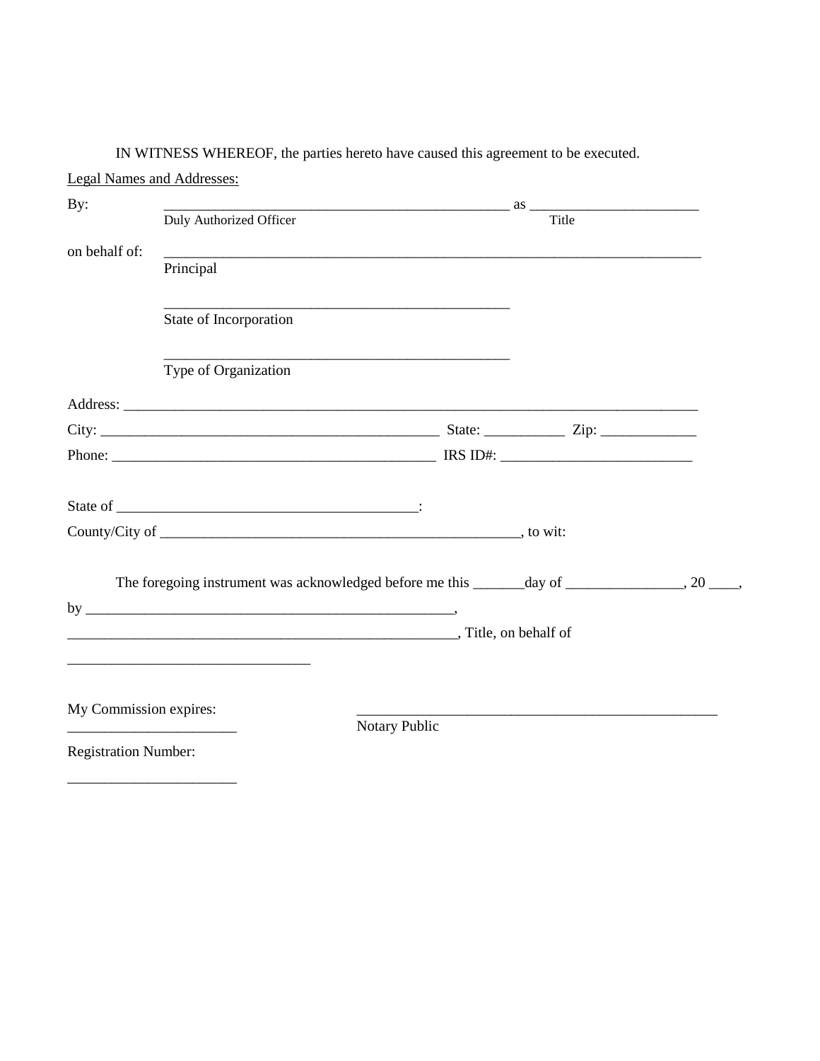IN WITNESS WHEREOF, the parties hereto have caused this agreement to be executed.

<u>Legal Names and Addresses:</u>

By: _________________________________________________ as _______________________
Duly Authorized Officer — Title

on behalf of: ___________________________________________________________________________
Principal

_________________________________________________
State of Incorporation

_________________________________________________
Type of Organization

Address: _________________________________________________________________________________

City: _______________________________________________ State: ___________ Zip: _____________

Phone: ____________________________________________ IRS ID#: __________________________

State of _________________________________________:

County/City of ___________________________________________________, to wit:

The foregoing instrument was acknowledged before me this _______day of ________________, 20 ____,

by ____________________________________________________,

_______________________________________________________, Title, on behalf of

__________________________________

My Commission expires: _______________________

___________________________________________________
Notary Public

Registration Number: _______________________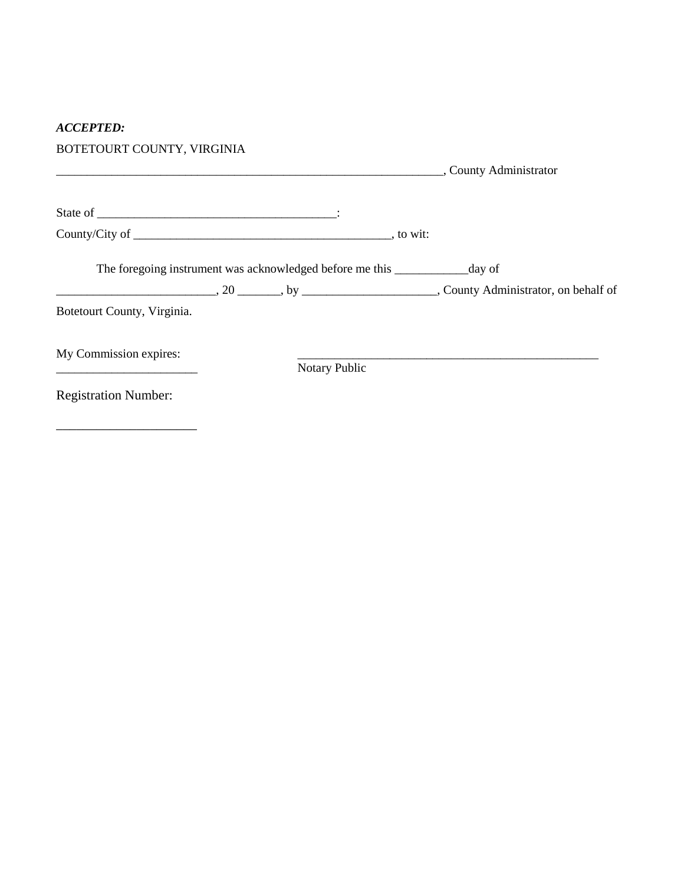***ACCEPTED:***

BOTETOURT COUNTY, VIRGINIA

_________________________________________________________________, County Administrator

State of ________________________________________:

County/City of ___________________________________________, to wit:

The foregoing instrument was acknowledged before me this ____________day of _________________________, 20 _______, by _____________________, County Administrator, on behalf of Botetourt County, Virginia.

My Commission expires: _______________________

___________________________________________________

Notary Public

Registration Number:

______________________